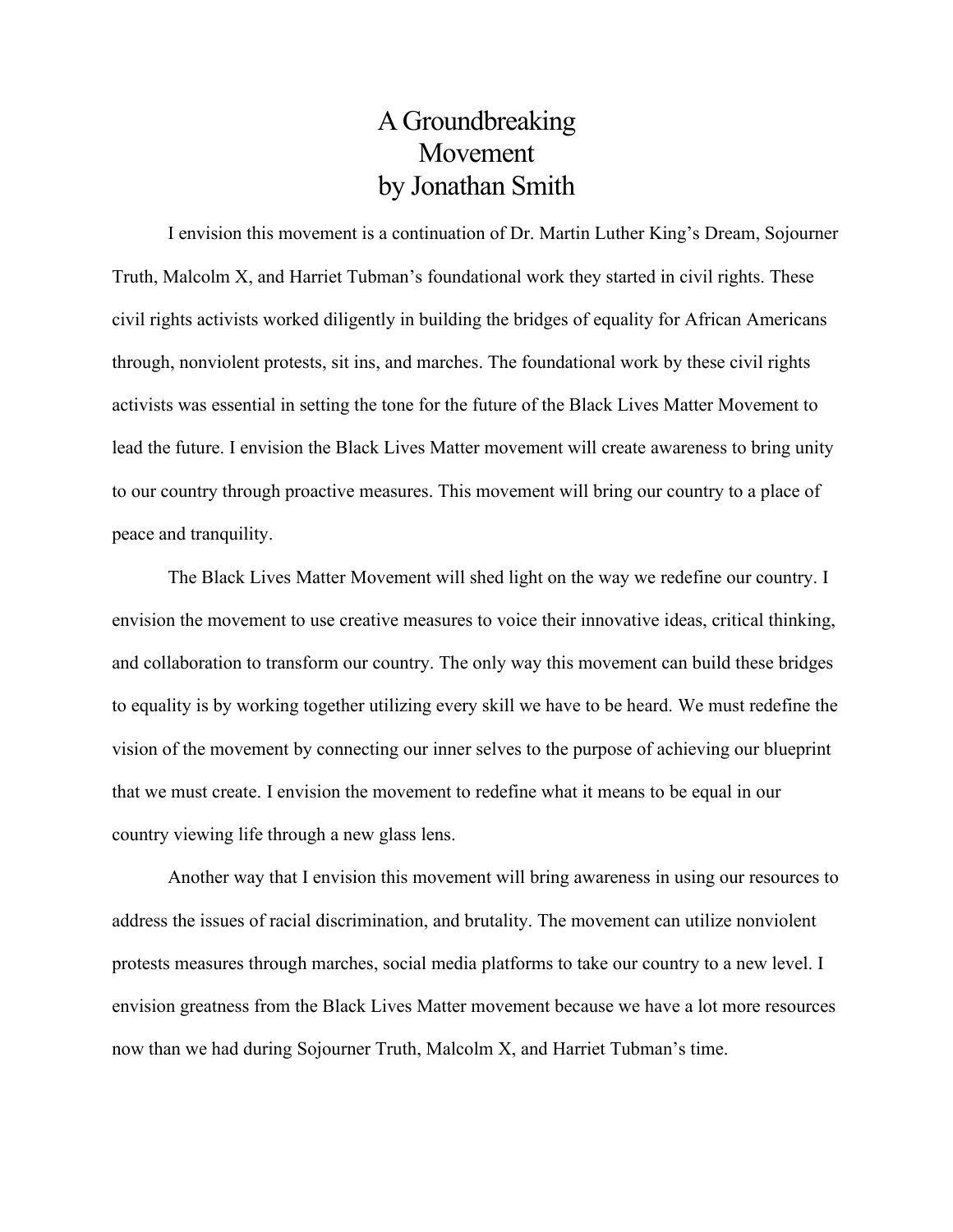# A Groundbreaking Movement by Jonathan Smith

I envision this movement is a continuation of Dr. Martin Luther King's Dream, Sojourner Truth, Malcolm X, and Harriet Tubman's foundational work they started in civil rights. These civil rights activists worked diligently in building the bridges of equality for African Americans through, nonviolent protests, sit ins, and marches. The foundational work by these civil rights activists was essential in setting the tone for the future of the Black Lives Matter Movement to lead the future. I envision the Black Lives Matter movement will create awareness to bring unity to our country through proactive measures. This movement will bring our country to a place of peace and tranquility.

The Black Lives Matter Movement will shed light on the way we redefine our country. I envision the movement to use creative measures to voice their innovative ideas, critical thinking, and collaboration to transform our country. The only way this movement can build these bridges to equality is by working together utilizing every skill we have to be heard. We must redefine the vision of the movement by connecting our inner selves to the purpose of achieving our blueprint that we must create. I envision the movement to redefine what it means to be equal in our country viewing life through a new glass lens.

Another way that I envision this movement will bring awareness in using our resources to address the issues of racial discrimination, and brutality. The movement can utilize nonviolent protests measures through marches, social media platforms to take our country to a new level. I envision greatness from the Black Lives Matter movement because we have a lot more resources now than we had during Sojourner Truth, Malcolm X, and Harriet Tubman's time.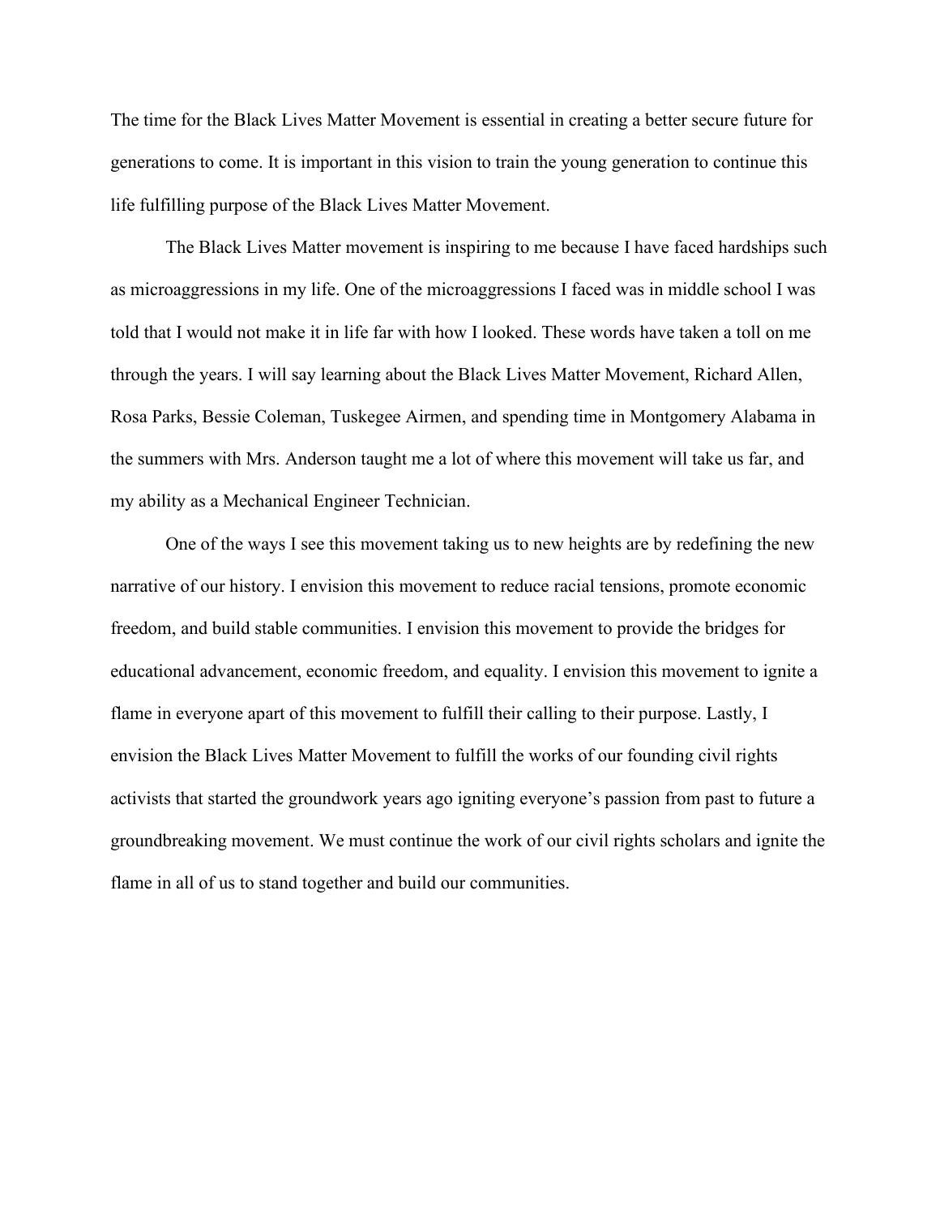The time for the Black Lives Matter Movement is essential in creating a better secure future for generations to come. It is important in this vision to train the young generation to continue this life fulfilling purpose of the Black Lives Matter Movement.

The Black Lives Matter movement is inspiring to me because I have faced hardships such as microaggressions in my life. One of the microaggressions I faced was in middle school I was told that I would not make it in life far with how I looked. These words have taken a toll on me through the years. I will say learning about the Black Lives Matter Movement, Richard Allen, Rosa Parks, Bessie Coleman, Tuskegee Airmen, and spending time in Montgomery Alabama in the summers with Mrs. Anderson taught me a lot of where this movement will take us far, and my ability as a Mechanical Engineer Technician.

One of the ways I see this movement taking us to new heights are by redefining the new narrative of our history. I envision this movement to reduce racial tensions, promote economic freedom, and build stable communities. I envision this movement to provide the bridges for educational advancement, economic freedom, and equality. I envision this movement to ignite a flame in everyone apart of this movement to fulfill their calling to their purpose. Lastly, I envision the Black Lives Matter Movement to fulfill the works of our founding civil rights activists that started the groundwork years ago igniting everyone's passion from past to future a groundbreaking movement. We must continue the work of our civil rights scholars and ignite the flame in all of us to stand together and build our communities.